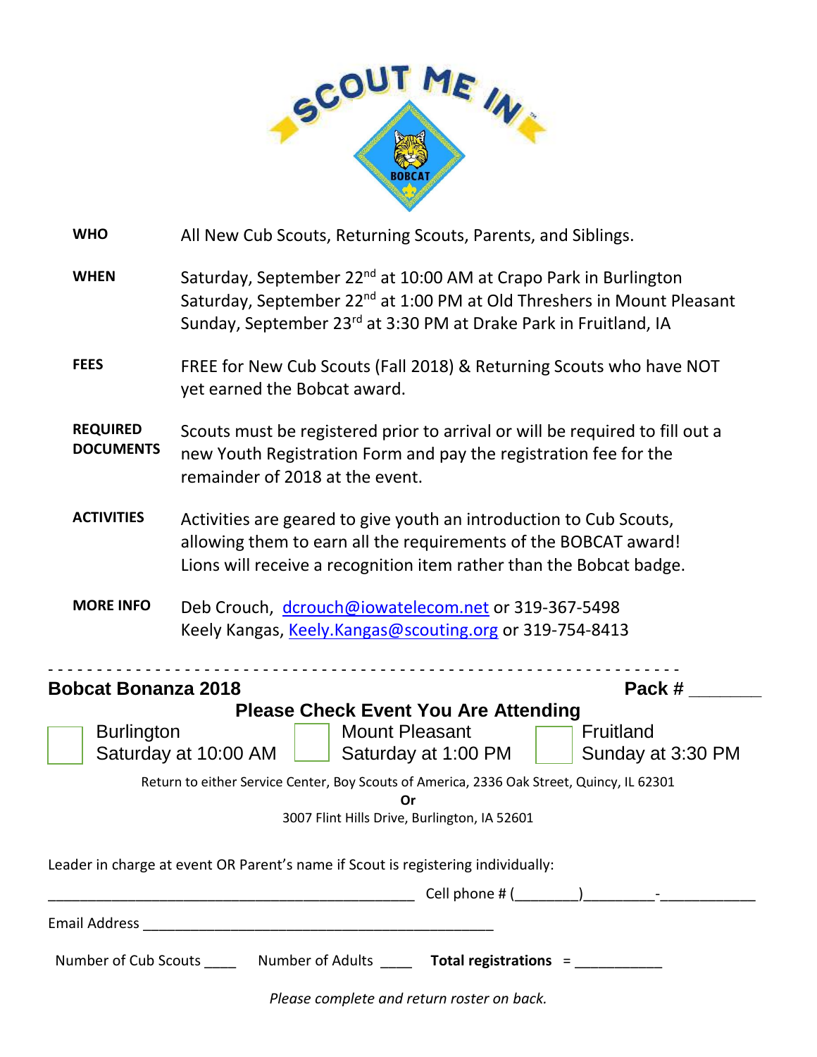SCOUT ME IN

BOBCAT

**WHO** All New Cub Scouts, Returning Scouts, Parents, and Siblings.

**WHEN** Saturday, September 22nd at 10:00 AM at Crapo Park in Burlington
Saturday, September 22nd at 1:00 PM at Old Threshers in Mount Pleasant
Sunday, September 23rd at 3:30 PM at Drake Park in Fruitland, IA

**FEES** FREE for New Cub Scouts (Fall 2018) & Returning Scouts who have NOT yet earned the Bobcat award.

**REQUIRED DOCUMENTS** Scouts must be registered prior to arrival or will be required to fill out a new Youth Registration Form and pay the registration fee for the remainder of 2018 at the event.

**ACTIVITIES** Activities are geared to give youth an introduction to Cub Scouts, allowing them to earn all the requirements of the BOBCAT award! Lions will receive a recognition item rather than the Bobcat badge.

**MORE INFO** Deb Crouch, dcrouch@iowatelecom.net or 319-367-5498
Keely Kangas, Keely.Kangas@scouting.org or 319-754-8413

- - - - - - - - - - - - - - - - - - - - - - - - - - - - - - - - - - - - - - - - - - - - - - - - - - - - - - - - - - - - - - - - - - -

**Bobcat Bonanza 2018** **Pack #** _______

**Please Check Event You Are Attending**

☐ Burlington Saturday at 10:00 AM ☐ Mount Pleasant Saturday at 1:00 PM ☐ Fruitland Sunday at 3:30 PM

Return to either Service Center, Boy Scouts of America, 2336 Oak Street, Quincy, IL 62301
Or
3007 Flint Hills Drive, Burlington, IA 52601

Leader in charge at event OR Parent's name if Scout is registering individually:

_______________________________________________ Cell phone # (________)_________-____________

Email Address _____________________________________________

Number of Cub Scouts ____ Number of Adults ____ **Total registrations** = ___________

*Please complete and return roster on back.*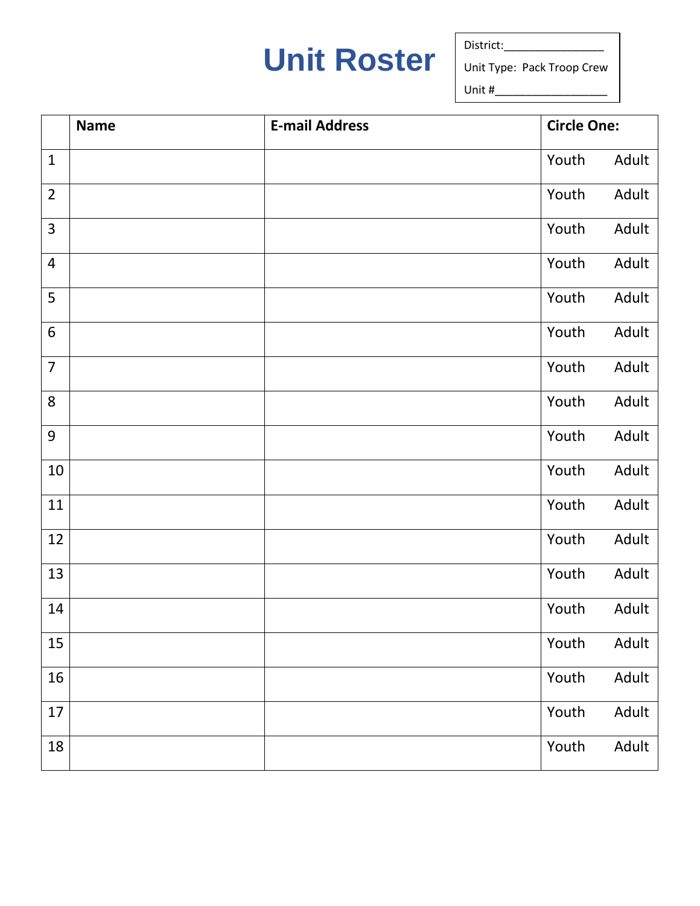# Unit Roster

District:________________

Unit Type: Pack Troop Crew

Unit #__________________

| | Name | E-mail Address | Circle One: |
|---|---|---|---|
| 1 | | | Youth Adult |
| 2 | | | Youth Adult |
| 3 | | | Youth Adult |
| 4 | | | Youth Adult |
| 5 | | | Youth Adult |
| 6 | | | Youth Adult |
| 7 | | | Youth Adult |
| 8 | | | Youth Adult |
| 9 | | | Youth Adult |
| 10 | | | Youth Adult |
| 11 | | | Youth Adult |
| 12 | | | Youth Adult |
| 13 | | | Youth Adult |
| 14 | | | Youth Adult |
| 15 | | | Youth Adult |
| 16 | | | Youth Adult |
| 17 | | | Youth Adult |
| 18 | | | Youth Adult |